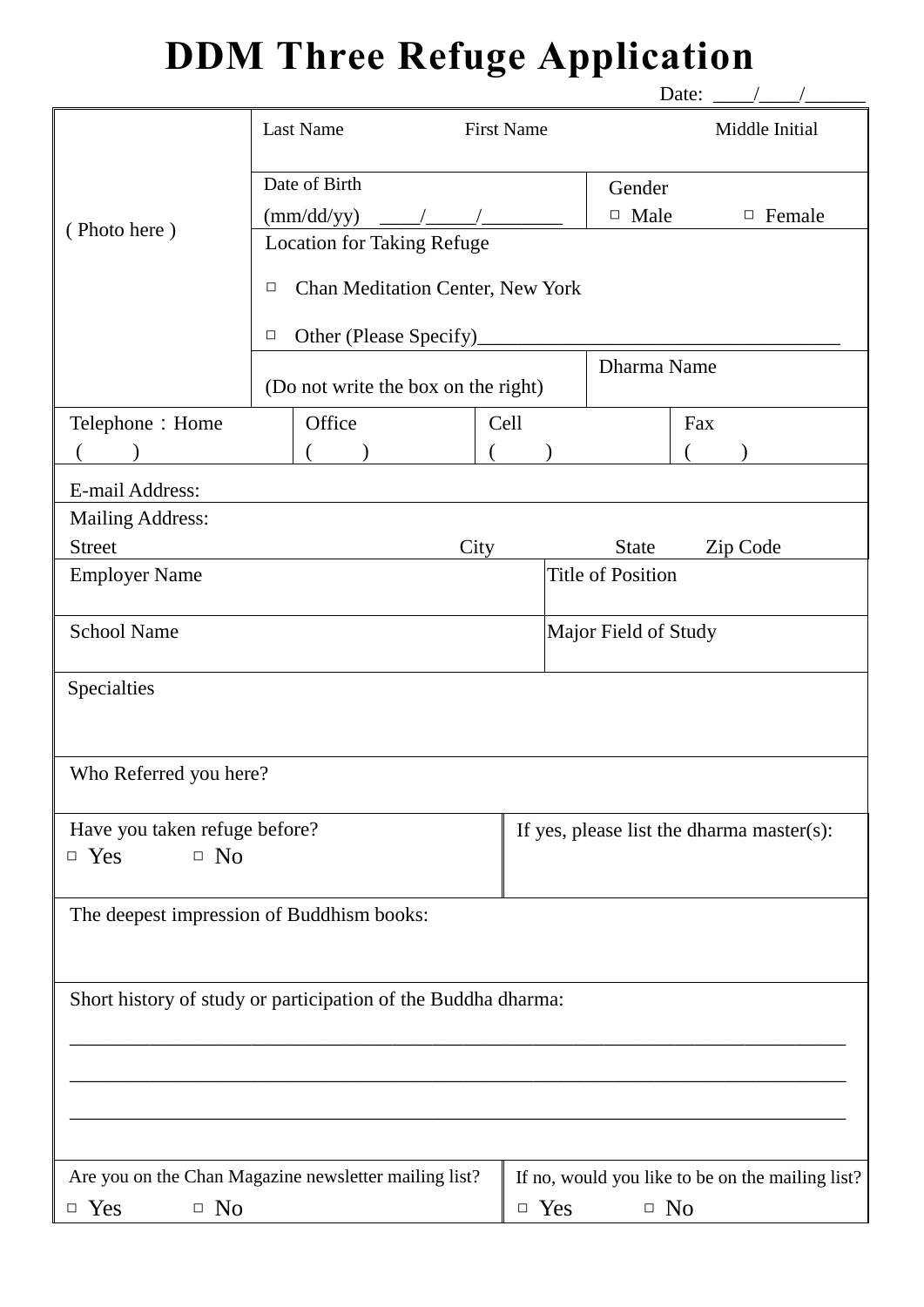# DDM Three Refuge Application

Date: ____/____/______

| ( Photo here ) | Last Name | First Name | Middle Initial |
|---|---|---|---|
| | Date of Birth (mm/dd/yy) ____/_____/________ | | Gender ☐ Male ☐ Female |
| | Location for Taking Refuge ☐ Chan Meditation Center, New York ☐ Other (Please Specify)____________________________________ | | |
| | (Do not write the box on the right) | | Dharma Name |

| Telephone：Home ( ) | Office ( ) | Cell ( ) | Fax ( ) |
|---|---|---|---|
| E-mail Address: | | | |
| Mailing Address: Street | City | State | Zip Code |

| Employer Name | Title of Position |
|---|---|
| School Name | Major Field of Study |
| Specialties | |
| Who Referred you here? | |
| Have you taken refuge before? ☐ Yes ☐ No | If yes, please list the dharma master(s): |
| The deepest impression of Buddhism books: | |
| Short history of study or participation of the Buddha dharma: ______________________________ ______________________________ ______________________________ | |
| Are you on the Chan Magazine newsletter mailing list? ☐ Yes ☐ No | If no, would you like to be on the mailing list? ☐ Yes ☐ No |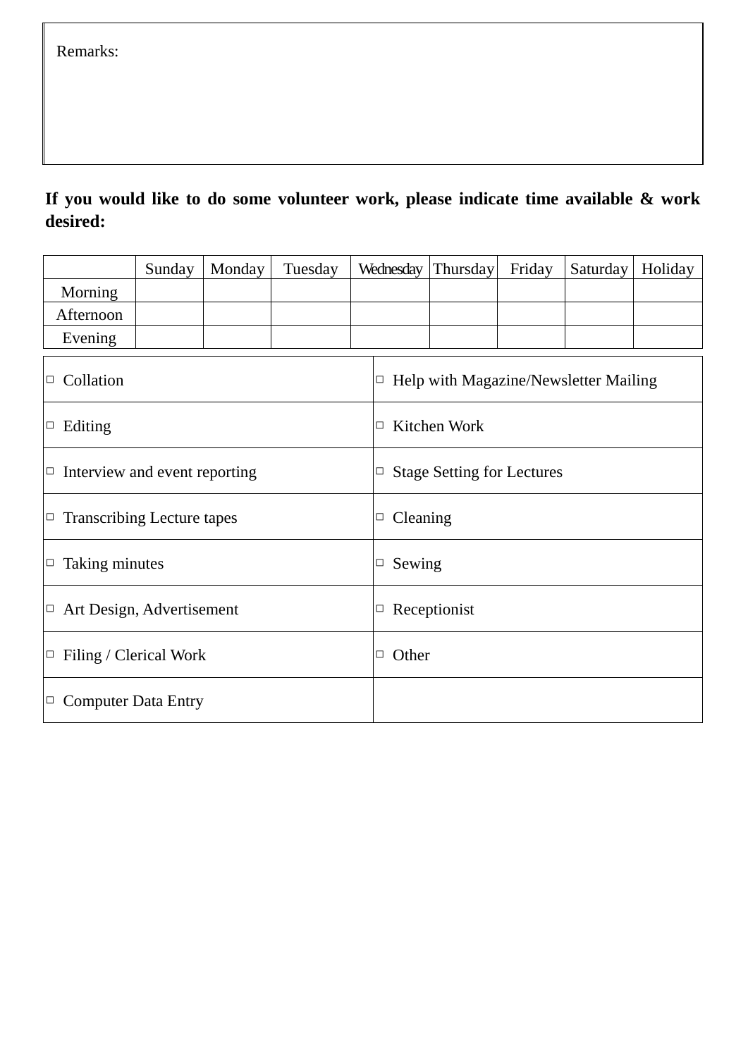Remarks:

**If you would like to do some volunteer work, please indicate time available & work desired:**

| | Sunday | Monday | Tuesday | Wednesday | Thursday | Friday | Saturday | Holiday |
|---|---|---|---|---|---|---|---|---|
| Morning | | | | | | | | |
| Afternoon | | | | | | | | |
| Evening | | | | | | | | |

| | |
|---|---|
| ☐ Collation | ☐ Help with Magazine/Newsletter Mailing |
| ☐ Editing | ☐ Kitchen Work |
| ☐ Interview and event reporting | ☐ Stage Setting for Lectures |
| ☐ Transcribing Lecture tapes | ☐ Cleaning |
| ☐ Taking minutes | ☐ Sewing |
| ☐ Art Design, Advertisement | ☐ Receptionist |
| ☐ Filing / Clerical Work | ☐ Other |
| ☐ Computer Data Entry | |